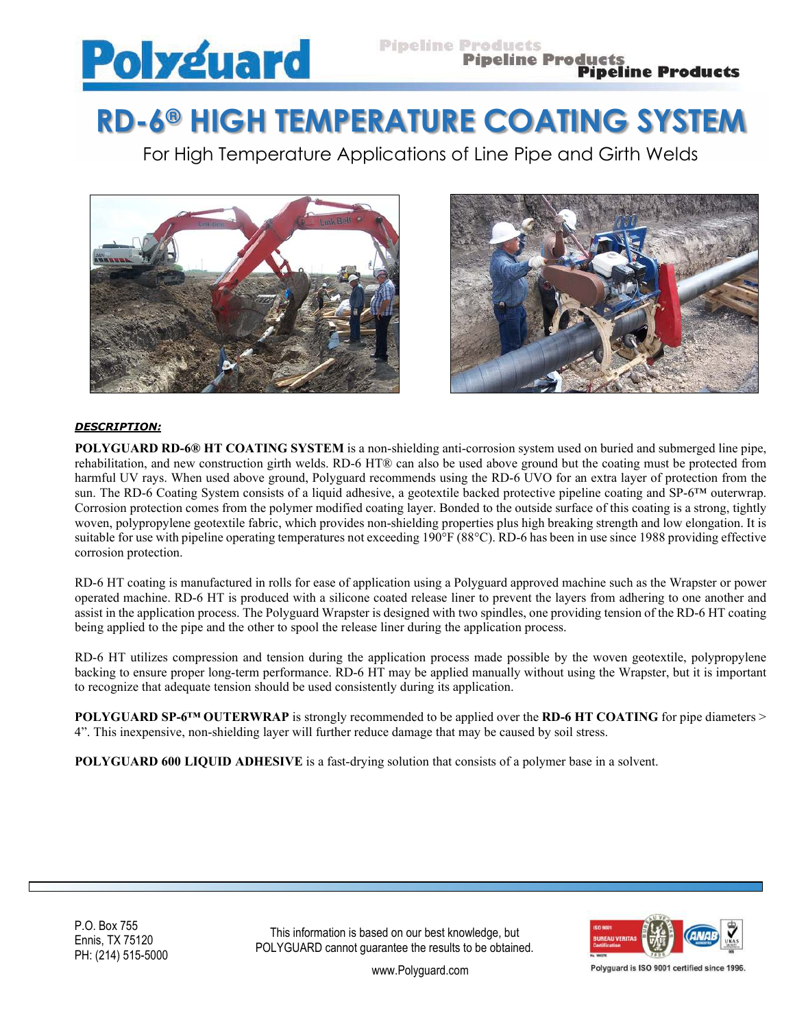# RD-6® HIGH TEMPERATURE COATING SYSTEM

For High Temperature Applications of Line Pipe and Girth Welds

***DESCRIPTION:***

**POLYGUARD RD-6® HT COATING SYSTEM** is a non-shielding anti-corrosion system used on buried and submerged line pipe, rehabilitation, and new construction girth welds. RD-6 HT® can also be used above ground but the coating must be protected from harmful UV rays. When used above ground, Polyguard recommends using the RD-6 UVO for an extra layer of protection from the sun. The RD-6 Coating System consists of a liquid adhesive, a geotextile backed protective pipeline coating and SP-6™ outerwrap. Corrosion protection comes from the polymer modified coating layer. Bonded to the outside surface of this coating is a strong, tightly woven, polypropylene geotextile fabric, which provides non-shielding properties plus high breaking strength and low elongation. It is suitable for use with pipeline operating temperatures not exceeding 190°F (88°C). RD-6 has been in use since 1988 providing effective corrosion protection.

RD-6 HT coating is manufactured in rolls for ease of application using a Polyguard approved machine such as the Wrapster or power operated machine. RD-6 HT is produced with a silicone coated release liner to prevent the layers from adhering to one another and assist in the application process. The Polyguard Wrapster is designed with two spindles, one providing tension of the RD-6 HT coating being applied to the pipe and the other to spool the release liner during the application process.

RD-6 HT utilizes compression and tension during the application process made possible by the woven geotextile, polypropylene backing to ensure proper long-term performance. RD-6 HT may be applied manually without using the Wrapster, but it is important to recognize that adequate tension should be used consistently during its application.

**POLYGUARD SP-6™ OUTERWRAP** is strongly recommended to be applied over the **RD-6 HT COATING** for pipe diameters > 4". This inexpensive, non-shielding layer will further reduce damage that may be caused by soil stress.

**POLYGUARD 600 LIQUID ADHESIVE** is a fast-drying solution that consists of a polymer base in a solvent.

P.O. Box 755
Ennis, TX 75120
PH: (214) 515-5000

This information is based on our best knowledge, but POLYGUARD cannot guarantee the results to be obtained.

www.Polyguard.com

Polyguard is ISO 9001 certified since 1996.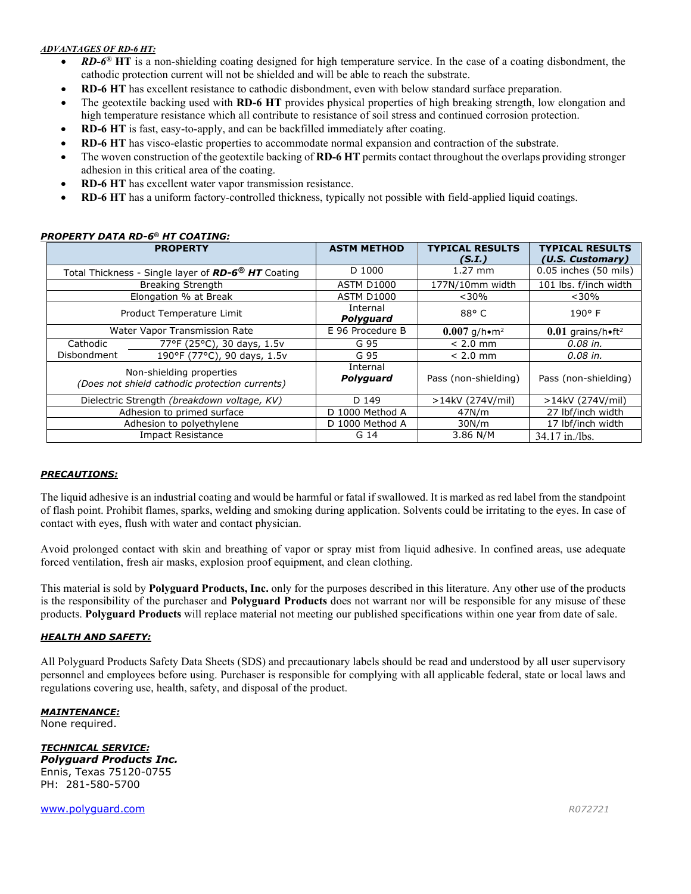***ADVANTAGES OF RD-6 HT:***

- ***RD-6***® **HT** is a non-shielding coating designed for high temperature service. In the case of a coating disbondment, the cathodic protection current will not be shielded and will be able to reach the substrate.
- **RD-6 HT** has excellent resistance to cathodic disbondment, even with below standard surface preparation.
- The geotextile backing used with **RD-6 HT** provides physical properties of high breaking strength, low elongation and high temperature resistance which all contribute to resistance of soil stress and continued corrosion protection.
- **RD-6 HT** is fast, easy-to-apply, and can be backfilled immediately after coating.
- **RD-6 HT** has visco-elastic properties to accommodate normal expansion and contraction of the substrate.
- The woven construction of the geotextile backing of **RD-6 HT** permits contact throughout the overlaps providing stronger adhesion in this critical area of the coating.
- **RD-6 HT** has excellent water vapor transmission resistance.
- **RD-6 HT** has a uniform factory-controlled thickness, typically not possible with field-applied liquid coatings.

***PROPERTY DATA RD-6® HT COATING:***

| PROPERTY | | ASTM METHOD | TYPICAL RESULTS (S.I.) | TYPICAL RESULTS (U.S. Customary) |
|---|---|---|---|---|
| Total Thickness - Single layer of ***RD-6® HT*** Coating | | D 1000 | 1.27 mm | 0.05 inches (50 mils) |
| Breaking Strength | | ASTM D1000 | 177N/10mm width | 101 lbs. f/inch width |
| Elongation % at Break | | ASTM D1000 | <30% | <30% |
| Product Temperature Limit | | Internal ***Polyguard*** | 88° C | 190° F |
| Water Vapor Transmission Rate | | E 96 Procedure B | **0.007** g/h•m² | **0.01** grains/h•ft² |
| Cathodic Disbondment | 77°F (25°C), 30 days, 1.5v | G 95 | < 2.0 mm | *0.08 in.* |
| | 190°F (77°C), 90 days, 1.5v | G 95 | < 2.0 mm | *0.08 in.* |
| Non-shielding properties *(Does not shield cathodic protection currents)* | | Internal ***Polyguard*** | Pass (non-shielding) | Pass (non-shielding) |
| Dielectric Strength *(breakdown voltage, KV)* | | D 149 | >14kV (274V/mil) | >14kV (274V/mil) |
| Adhesion to primed surface | | D 1000 Method A | 47N/m | 27 lbf/inch width |
| Adhesion to polyethylene | | D 1000 Method A | 30N/m | 17 lbf/inch width |
| Impact Resistance | | G 14 | 3.86 N/M | 34.17 in./lbs. |

***PRECAUTIONS:***

The liquid adhesive is an industrial coating and would be harmful or fatal if swallowed. It is marked as red label from the standpoint of flash point. Prohibit flames, sparks, welding and smoking during application. Solvents could be irritating to the eyes. In case of contact with eyes, flush with water and contact physician.

Avoid prolonged contact with skin and breathing of vapor or spray mist from liquid adhesive. In confined areas, use adequate forced ventilation, fresh air masks, explosion proof equipment, and clean clothing.

This material is sold by **Polyguard Products, Inc.** only for the purposes described in this literature. Any other use of the products is the responsibility of the purchaser and **Polyguard Products** does not warrant nor will be responsible for any misuse of these products. **Polyguard Products** will replace material not meeting our published specifications within one year from date of sale.

***HEALTH AND SAFETY:***

All Polyguard Products Safety Data Sheets (SDS) and precautionary labels should be read and understood by all user supervisory personnel and employees before using. Purchaser is responsible for complying with all applicable federal, state or local laws and regulations covering use, health, safety, and disposal of the product.

***MAINTENANCE:***
None required.

***TECHNICAL SERVICE:***
***Polyguard Products Inc.***
Ennis, Texas 75120-0755
PH: 281-580-5700

www.polyguard.com

*R072721*